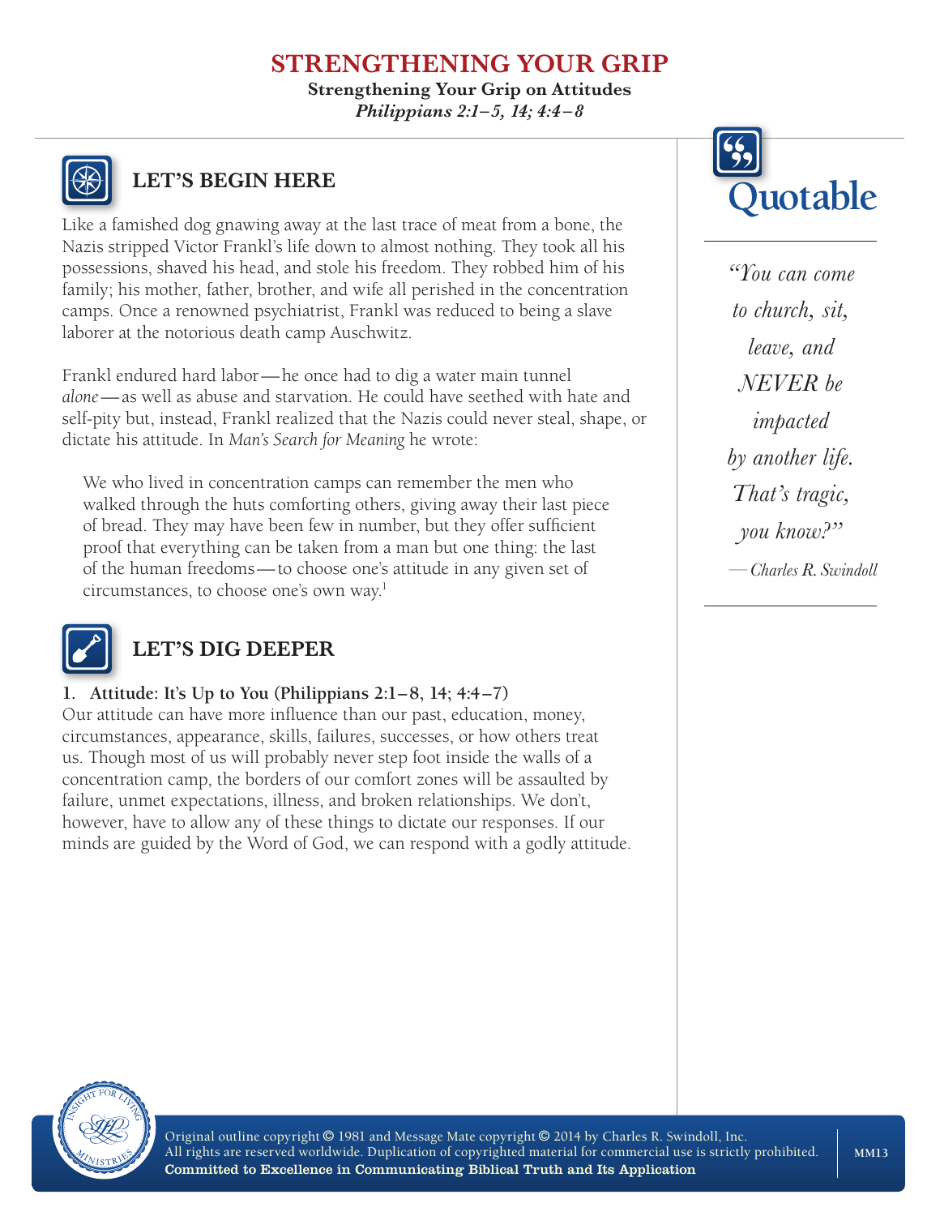# STRENGTHENING YOUR GRIP

**Strengthening Your Grip on Attitudes**

***Philippians 2:1–5, 14; 4:4–8***

## LET'S BEGIN HERE

Like a famished dog gnawing away at the last trace of meat from a bone, the Nazis stripped Victor Frankl's life down to almost nothing. They took all his possessions, shaved his head, and stole his freedom. They robbed him of his family; his mother, father, brother, and wife all perished in the concentration camps. Once a renowned psychiatrist, Frankl was reduced to being a slave laborer at the notorious death camp Auschwitz.

Frankl endured hard labor—he once had to dig a water main tunnel *alone*—as well as abuse and starvation. He could have seethed with hate and self-pity but, instead, Frankl realized that the Nazis could never steal, shape, or dictate his attitude. In *Man's Search for Meaning* he wrote:

> We who lived in concentration camps can remember the men who walked through the huts comforting others, giving away their last piece of bread. They may have been few in number, but they offer sufficient proof that everything can be taken from a man but one thing: the last of the human freedoms—to choose one's attitude in any given set of circumstances, to choose one's own way.[1]

## LET'S DIG DEEPER

**1. Attitude: It's Up to You (Philippians 2:1–8, 14; 4:4–7)**

Our attitude can have more influence than our past, education, money, circumstances, appearance, skills, failures, successes, or how others treat us. Though most of us will probably never step foot inside the walls of a concentration camp, the borders of our comfort zones will be assaulted by failure, unmet expectations, illness, and broken relationships. We don't, however, have to allow any of these things to dictate our responses. If our minds are guided by the Word of God, we can respond with a godly attitude.

## Quotable

*"You can come to church, sit, leave, and NEVER be impacted by another life. That's tragic, you know?"*

*—Charles R. Swindoll*

Original outline copyright © 1981 and Message Mate copyright © 2014 by Charles R. Swindoll, Inc. All rights are reserved worldwide. Duplication of copyrighted material for commercial use is strictly prohibited.
**Committed to Excellence in Communicating Biblical Truth and Its Application**

MM13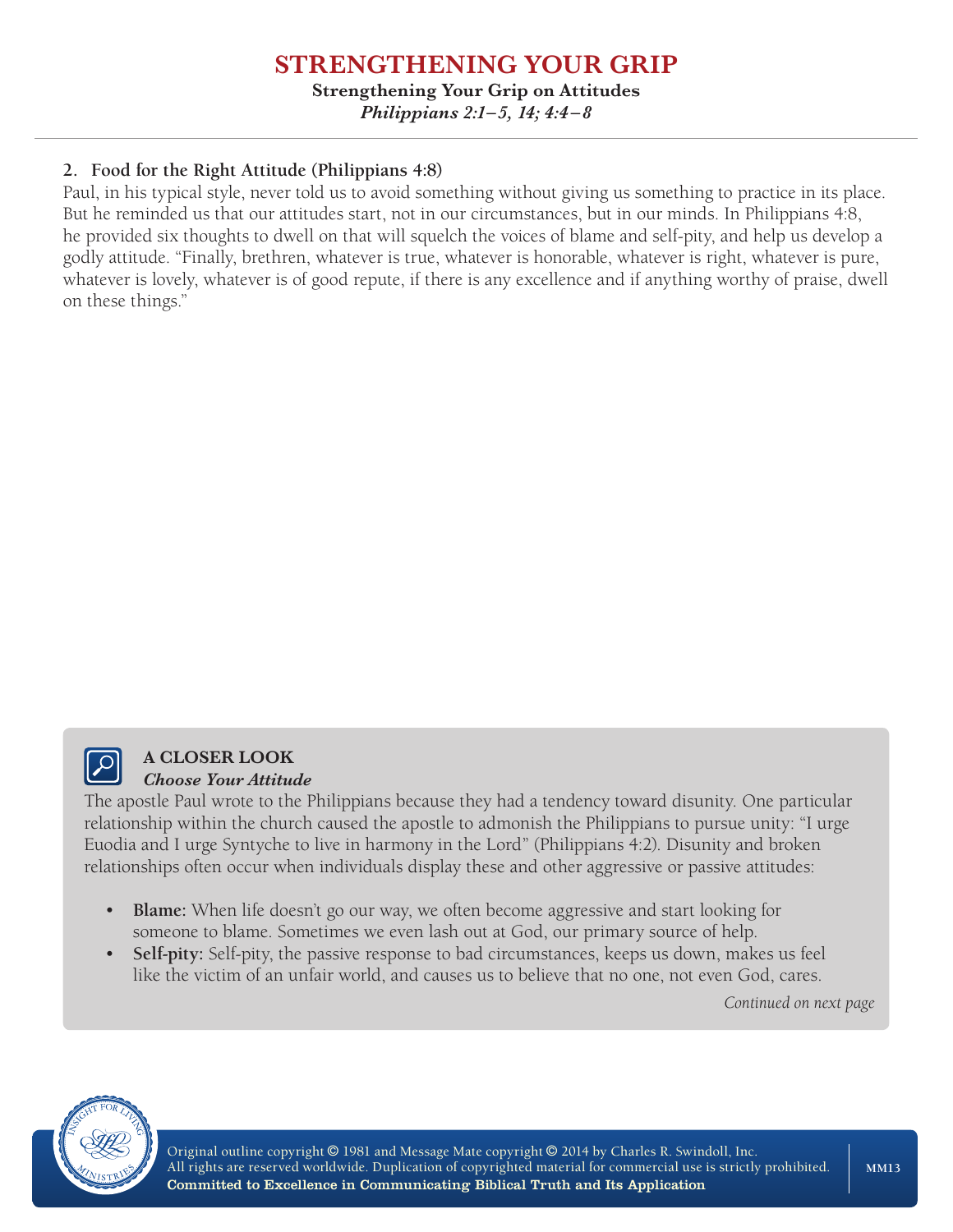### 2. Food for the Right Attitude (Philippians 4:8)

Paul, in his typical style, never told us to avoid something without giving us something to practice in its place. But he reminded us that our attitudes start, not in our circumstances, but in our minds. In Philippians 4:8, he provided six thoughts to dwell on that will squelch the voices of blame and self-pity, and help us develop a godly attitude. "Finally, brethren, whatever is true, whatever is honorable, whatever is right, whatever is pure, whatever is lovely, whatever is of good repute, if there is any excellence and if anything worthy of praise, dwell on these things."

**A CLOSER LOOK**

***Choose Your Attitude***

The apostle Paul wrote to the Philippians because they had a tendency toward disunity. One particular relationship within the church caused the apostle to admonish the Philippians to pursue unity: "I urge Euodia and I urge Syntyche to live in harmony in the Lord" (Philippians 4:2). Disunity and broken relationships often occur when individuals display these and other aggressive or passive attitudes:

- **Blame:** When life doesn't go our way, we often become aggressive and start looking for someone to blame. Sometimes we even lash out at God, our primary source of help.
- **Self-pity:** Self-pity, the passive response to bad circumstances, keeps us down, makes us feel like the victim of an unfair world, and causes us to believe that no one, not even God, cares.

*Continued on next page*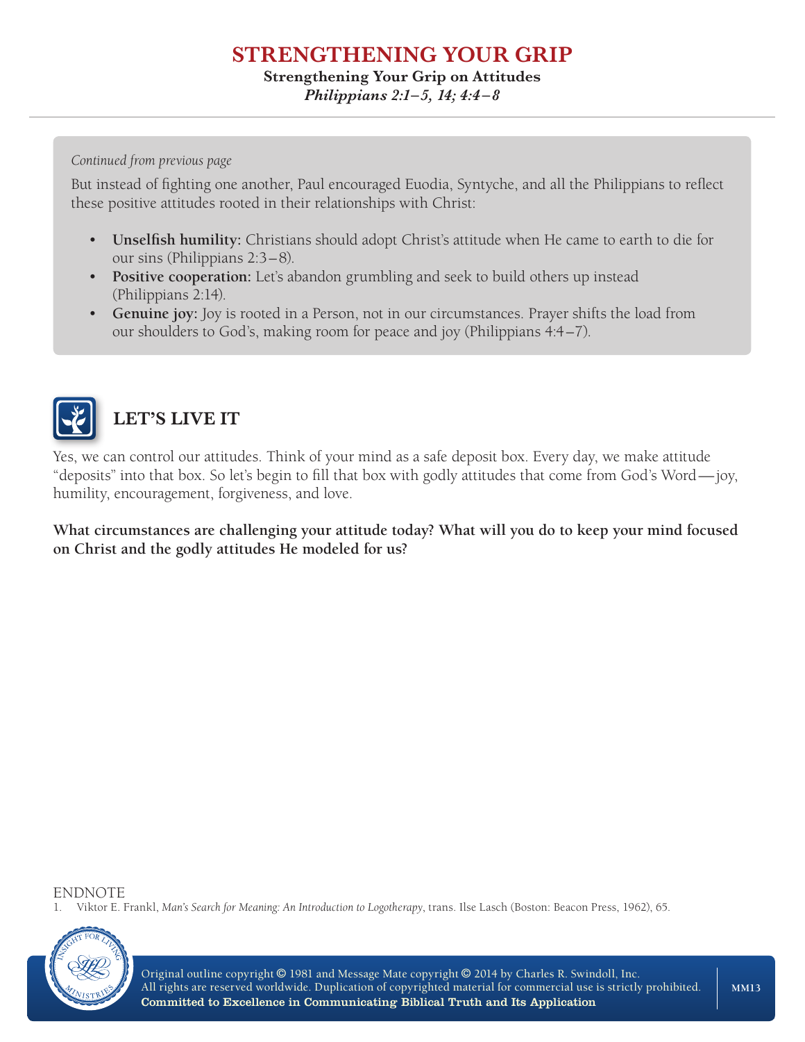*Continued from previous page*

But instead of fighting one another, Paul encouraged Euodia, Syntyche, and all the Philippians to reflect these positive attitudes rooted in their relationships with Christ:

- **Unselfish humility:** Christians should adopt Christ's attitude when He came to earth to die for our sins (Philippians 2:3–8).
- **Positive cooperation:** Let's abandon grumbling and seek to build others up instead (Philippians 2:14).
- **Genuine joy:** Joy is rooted in a Person, not in our circumstances. Prayer shifts the load from our shoulders to God's, making room for peace and joy (Philippians 4:4–7).

## LET'S LIVE IT

Yes, we can control our attitudes. Think of your mind as a safe deposit box. Every day, we make attitude "deposits" into that box. So let's begin to fill that box with godly attitudes that come from God's Word—joy, humility, encouragement, forgiveness, and love.

**What circumstances are challenging your attitude today? What will you do to keep your mind focused on Christ and the godly attitudes He modeled for us?**

ENDNOTE

1. Viktor E. Frankl, *Man's Search for Meaning: An Introduction to Logotherapy*, trans. Ilse Lasch (Boston: Beacon Press, 1962), 65.

Original outline copyright © 1981 and Message Mate copyright © 2014 by Charles R. Swindoll, Inc. All rights are reserved worldwide. Duplication of copyrighted material for commercial use is strictly prohibited.
**Committed to Excellence in Communicating Biblical Truth and Its Application**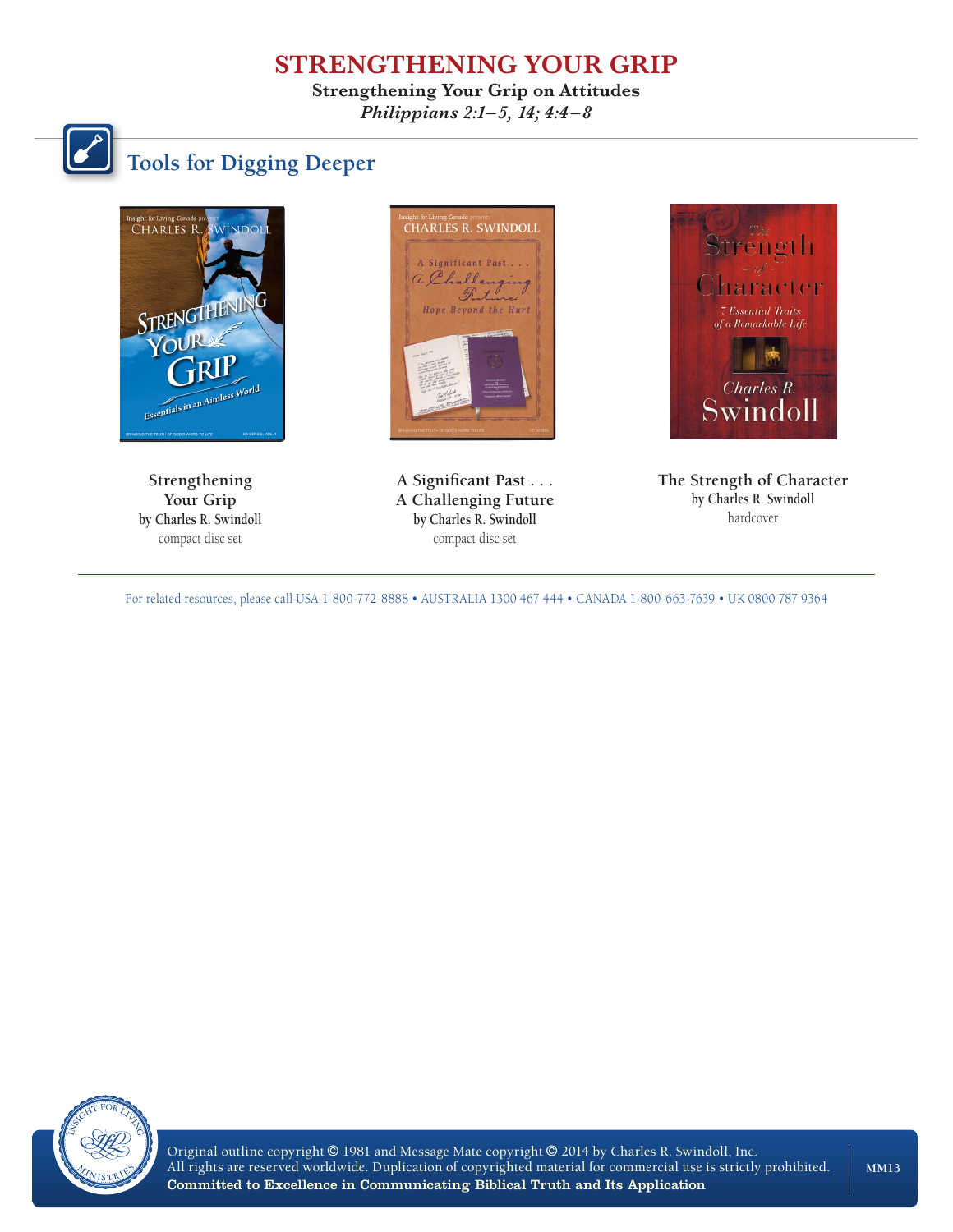# STRENGTHENING YOUR GRIP

**Strengthening Your Grip on Attitudes**

***Philippians 2:1–5, 14; 4:4–8***

## Tools for Digging Deeper

**Strengthening Your Grip**
by Charles R. Swindoll
compact disc set

**A Significant Past . . . A Challenging Future**
by Charles R. Swindoll
compact disc set

**The Strength of Character**
by Charles R. Swindoll
hardcover

For related resources, please call USA 1-800-772-8888 • AUSTRALIA 1300 467 444 • CANADA 1-800-663-7639 • UK 0800 787 9364

Original outline copyright © 1981 and Message Mate copyright © 2014 by Charles R. Swindoll, Inc.
All rights are reserved worldwide. Duplication of copyrighted material for commercial use is strictly prohibited.
**Committed to Excellence in Communicating Biblical Truth and Its Application**

MM13